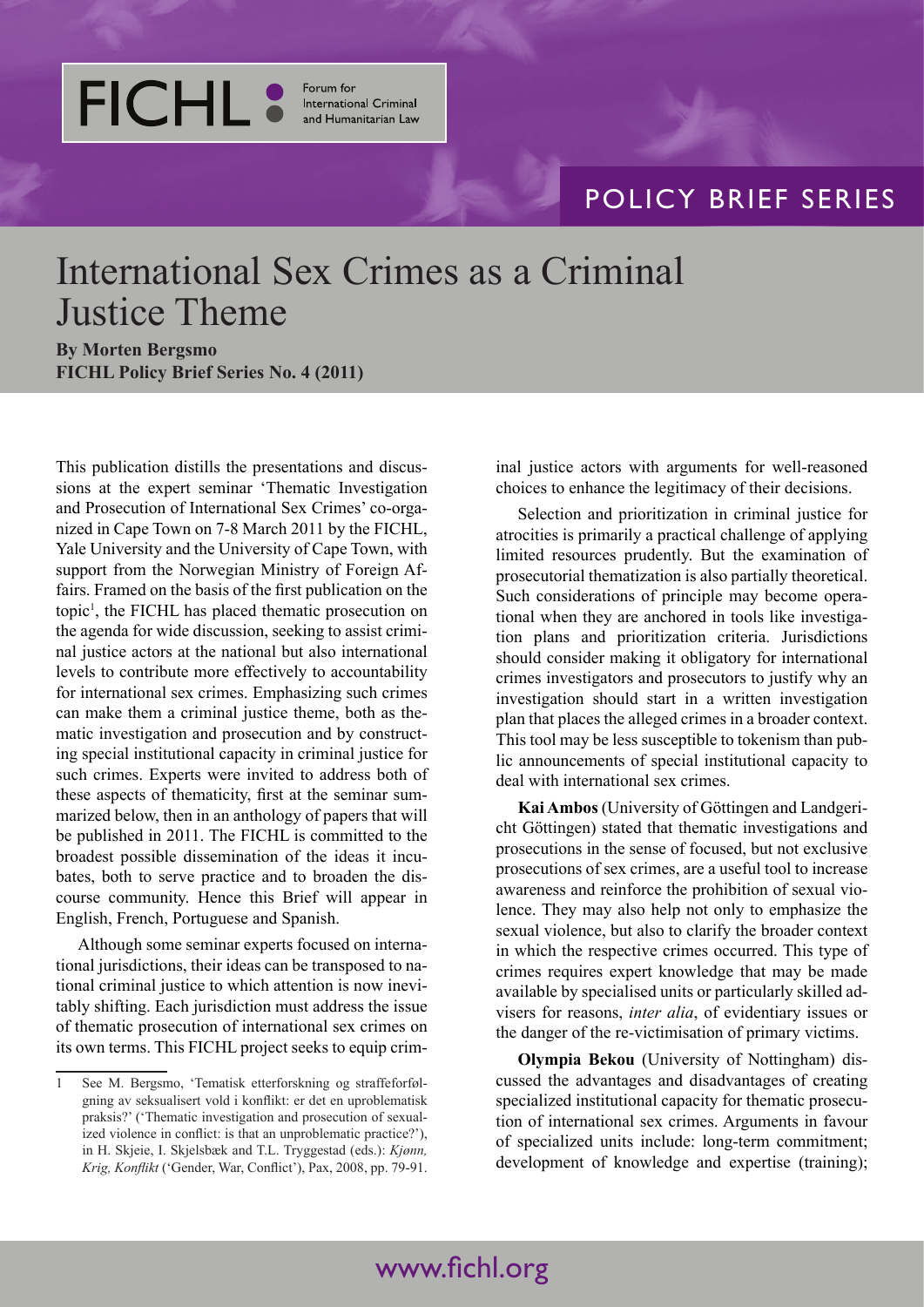FICHL Forum for International Criminal and Humanitarian Law

POLICY BRIEF SERIES

# International Sex Crimes as a Criminal Justice Theme

**By Morten Bergsmo**
**FICHL Policy Brief Series No. 4 (2011)**

This publication distills the presentations and discussions at the expert seminar 'Thematic Investigation and Prosecution of International Sex Crimes' co-organized in Cape Town on 7-8 March 2011 by the FICHL, Yale University and the University of Cape Town, with support from the Norwegian Ministry of Foreign Affairs. Framed on the basis of the first publication on the topic[1], the FICHL has placed thematic prosecution on the agenda for wide discussion, seeking to assist criminal justice actors at the national but also international levels to contribute more effectively to accountability for international sex crimes. Emphasizing such crimes can make them a criminal justice theme, both as thematic investigation and prosecution and by constructing special institutional capacity in criminal justice for such crimes. Experts were invited to address both of these aspects of thematicity, first at the seminar summarized below, then in an anthology of papers that will be published in 2011. The FICHL is committed to the broadest possible dissemination of the ideas it incubates, both to serve practice and to broaden the discourse community. Hence this Brief will appear in English, French, Portuguese and Spanish.

Although some seminar experts focused on international jurisdictions, their ideas can be transposed to national criminal justice to which attention is now inevitably shifting. Each jurisdiction must address the issue of thematic prosecution of international sex crimes on its own terms. This FICHL project seeks to equip criminal justice actors with arguments for well-reasoned choices to enhance the legitimacy of their decisions.

Selection and prioritization in criminal justice for atrocities is primarily a practical challenge of applying limited resources prudently. But the examination of prosecutorial thematization is also partially theoretical. Such considerations of principle may become operational when they are anchored in tools like investigation plans and prioritization criteria. Jurisdictions should consider making it obligatory for international crimes investigators and prosecutors to justify why an investigation should start in a written investigation plan that places the alleged crimes in a broader context. This tool may be less susceptible to tokenism than public announcements of special institutional capacity to deal with international sex crimes.

**Kai Ambos** (University of Göttingen and Landgericht Göttingen) stated that thematic investigations and prosecutions in the sense of focused, but not exclusive prosecutions of sex crimes, are a useful tool to increase awareness and reinforce the prohibition of sexual violence. They may also help not only to emphasize the sexual violence, but also to clarify the broader context in which the respective crimes occurred. This type of crimes requires expert knowledge that may be made available by specialised units or particularly skilled advisers for reasons, *inter alia*, of evidentiary issues or the danger of the re-victimisation of primary victims.

**Olympia Bekou** (University of Nottingham) discussed the advantages and disadvantages of creating specialized institutional capacity for thematic prosecution of international sex crimes. Arguments in favour of specialized units include: long-term commitment; development of knowledge and expertise (training);

---

1 See M. Bergsmo, 'Tematisk etterforskning og straffeforfølgning av seksualisert vold i konflikt: er det en uproblematisk praksis?' ('Thematic investigation and prosecution of sexualized violence in conflict: is that an unproblematic practice?'), in H. Skjeie, I. Skjelsbæk and T.L. Tryggestad (eds.): *Kjønn, Krig, Konflikt* ('Gender, War, Conflict'), Pax, 2008, pp. 79-91.

www.fichl.org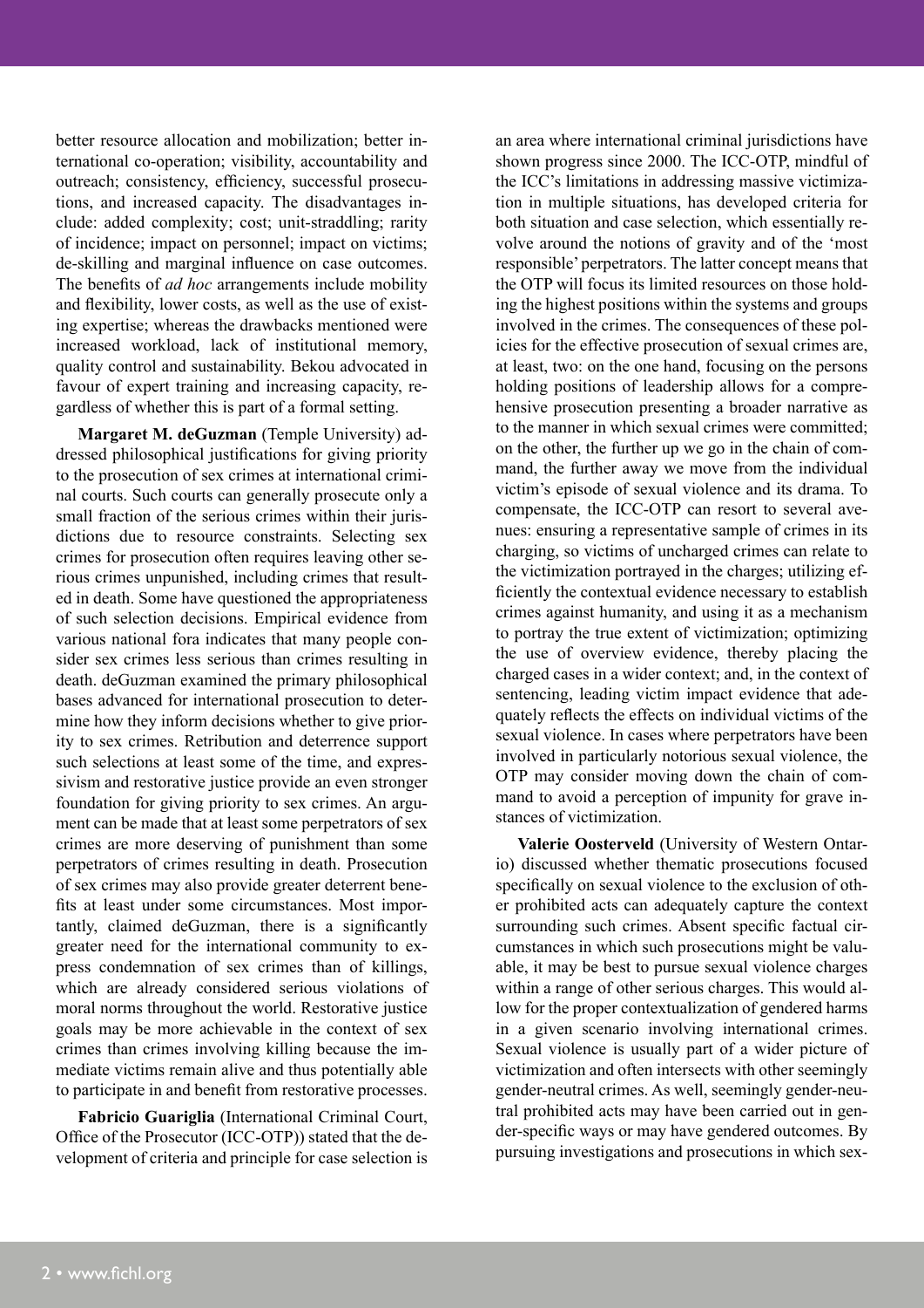better resource allocation and mobilization; better international co-operation; visibility, accountability and outreach; consistency, efficiency, successful prosecutions, and increased capacity. The disadvantages include: added complexity; cost; unit-straddling; rarity of incidence; impact on personnel; impact on victims; de-skilling and marginal influence on case outcomes. The benefits of *ad hoc* arrangements include mobility and flexibility, lower costs, as well as the use of existing expertise; whereas the drawbacks mentioned were increased workload, lack of institutional memory, quality control and sustainability. Bekou advocated in favour of expert training and increasing capacity, regardless of whether this is part of a formal setting.

**Margaret M. deGuzman** (Temple University) addressed philosophical justifications for giving priority to the prosecution of sex crimes at international criminal courts. Such courts can generally prosecute only a small fraction of the serious crimes within their jurisdictions due to resource constraints. Selecting sex crimes for prosecution often requires leaving other serious crimes unpunished, including crimes that resulted in death. Some have questioned the appropriateness of such selection decisions. Empirical evidence from various national fora indicates that many people consider sex crimes less serious than crimes resulting in death. deGuzman examined the primary philosophical bases advanced for international prosecution to determine how they inform decisions whether to give priority to sex crimes. Retribution and deterrence support such selections at least some of the time, and expressivism and restorative justice provide an even stronger foundation for giving priority to sex crimes. An argument can be made that at least some perpetrators of sex crimes are more deserving of punishment than some perpetrators of crimes resulting in death. Prosecution of sex crimes may also provide greater deterrent benefits at least under some circumstances. Most importantly, claimed deGuzman, there is a significantly greater need for the international community to express condemnation of sex crimes than of killings, which are already considered serious violations of moral norms throughout the world. Restorative justice goals may be more achievable in the context of sex crimes than crimes involving killing because the immediate victims remain alive and thus potentially able to participate in and benefit from restorative processes.

**Fabricio Guariglia** (International Criminal Court, Office of the Prosecutor (ICC-OTP)) stated that the development of criteria and principle for case selection is an area where international criminal jurisdictions have shown progress since 2000. The ICC-OTP, mindful of the ICC's limitations in addressing massive victimization in multiple situations, has developed criteria for both situation and case selection, which essentially revolve around the notions of gravity and of the 'most responsible' perpetrators. The latter concept means that the OTP will focus its limited resources on those holding the highest positions within the systems and groups involved in the crimes. The consequences of these policies for the effective prosecution of sexual crimes are, at least, two: on the one hand, focusing on the persons holding positions of leadership allows for a comprehensive prosecution presenting a broader narrative as to the manner in which sexual crimes were committed; on the other, the further up we go in the chain of command, the further away we move from the individual victim's episode of sexual violence and its drama. To compensate, the ICC-OTP can resort to several avenues: ensuring a representative sample of crimes in its charging, so victims of uncharged crimes can relate to the victimization portrayed in the charges; utilizing efficiently the contextual evidence necessary to establish crimes against humanity, and using it as a mechanism to portray the true extent of victimization; optimizing the use of overview evidence, thereby placing the charged cases in a wider context; and, in the context of sentencing, leading victim impact evidence that adequately reflects the effects on individual victims of the sexual violence. In cases where perpetrators have been involved in particularly notorious sexual violence, the OTP may consider moving down the chain of command to avoid a perception of impunity for grave instances of victimization.

**Valerie Oosterveld** (University of Western Ontario) discussed whether thematic prosecutions focused specifically on sexual violence to the exclusion of other prohibited acts can adequately capture the context surrounding such crimes. Absent specific factual circumstances in which such prosecutions might be valuable, it may be best to pursue sexual violence charges within a range of other serious charges. This would allow for the proper contextualization of gendered harms in a given scenario involving international crimes. Sexual violence is usually part of a wider picture of victimization and often intersects with other seemingly gender-neutral crimes. As well, seemingly gender-neutral prohibited acts may have been carried out in gender-specific ways or may have gendered outcomes. By pursuing investigations and prosecutions in which sex-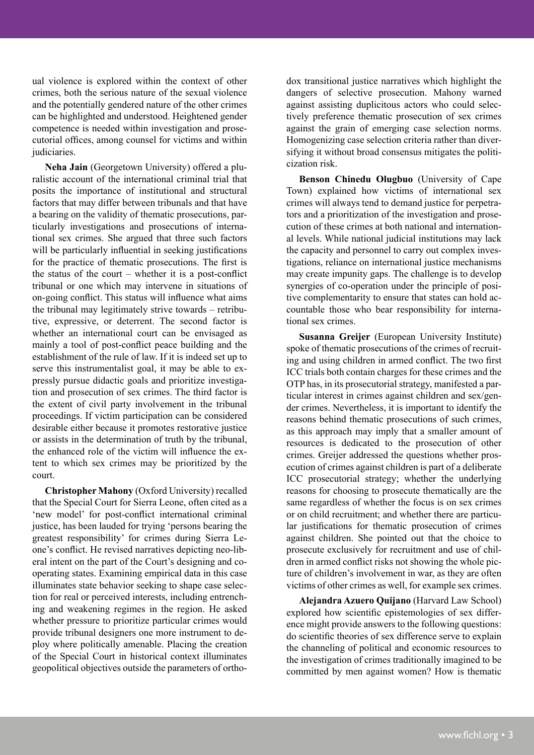ual violence is explored within the context of other crimes, both the serious nature of the sexual violence and the potentially gendered nature of the other crimes can be highlighted and understood. Heightened gender competence is needed within investigation and prosecutorial offices, among counsel for victims and within judiciaries.

**Neha Jain** (Georgetown University) offered a pluralistic account of the international criminal trial that posits the importance of institutional and structural factors that may differ between tribunals and that have a bearing on the validity of thematic prosecutions, particularly investigations and prosecutions of international sex crimes. She argued that three such factors will be particularly influential in seeking justifications for the practice of thematic prosecutions. The first is the status of the court – whether it is a post-conflict tribunal or one which may intervene in situations of on-going conflict. This status will influence what aims the tribunal may legitimately strive towards – retributive, expressive, or deterrent. The second factor is whether an international court can be envisaged as mainly a tool of post-conflict peace building and the establishment of the rule of law. If it is indeed set up to serve this instrumentalist goal, it may be able to expressly pursue didactic goals and prioritize investigation and prosecution of sex crimes. The third factor is the extent of civil party involvement in the tribunal proceedings. If victim participation can be considered desirable either because it promotes restorative justice or assists in the determination of truth by the tribunal, the enhanced role of the victim will influence the extent to which sex crimes may be prioritized by the court.

**Christopher Mahony** (Oxford University) recalled that the Special Court for Sierra Leone, often cited as a 'new model' for post-conflict international criminal justice, has been lauded for trying 'persons bearing the greatest responsibility' for crimes during Sierra Leone's conflict. He revised narratives depicting neo-liberal intent on the part of the Court's designing and cooperating states. Examining empirical data in this case illuminates state behavior seeking to shape case selection for real or perceived interests, including entrenching and weakening regimes in the region. He asked whether pressure to prioritize particular crimes would provide tribunal designers one more instrument to deploy where politically amenable. Placing the creation of the Special Court in historical context illuminates geopolitical objectives outside the parameters of orthodox transitional justice narratives which highlight the dangers of selective prosecution. Mahony warned against assisting duplicitous actors who could selectively preference thematic prosecution of sex crimes against the grain of emerging case selection norms. Homogenizing case selection criteria rather than diversifying it without broad consensus mitigates the politicization risk.

**Benson Chinedu Olugbuo** (University of Cape Town) explained how victims of international sex crimes will always tend to demand justice for perpetrators and a prioritization of the investigation and prosecution of these crimes at both national and international levels. While national judicial institutions may lack the capacity and personnel to carry out complex investigations, reliance on international justice mechanisms may create impunity gaps. The challenge is to develop synergies of co-operation under the principle of positive complementarity to ensure that states can hold accountable those who bear responsibility for international sex crimes.

**Susanna Greijer** (European University Institute) spoke of thematic prosecutions of the crimes of recruiting and using children in armed conflict. The two first ICC trials both contain charges for these crimes and the OTP has, in its prosecutorial strategy, manifested a particular interest in crimes against children and sex/gender crimes. Nevertheless, it is important to identify the reasons behind thematic prosecutions of such crimes, as this approach may imply that a smaller amount of resources is dedicated to the prosecution of other crimes. Greijer addressed the questions whether prosecution of crimes against children is part of a deliberate ICC prosecutorial strategy; whether the underlying reasons for choosing to prosecute thematically are the same regardless of whether the focus is on sex crimes or on child recruitment; and whether there are particular justifications for thematic prosecution of crimes against children. She pointed out that the choice to prosecute exclusively for recruitment and use of children in armed conflict risks not showing the whole picture of children's involvement in war, as they are often victims of other crimes as well, for example sex crimes.

**Alejandra Azuero Quijano** (Harvard Law School) explored how scientific epistemologies of sex difference might provide answers to the following questions: do scientific theories of sex difference serve to explain the channeling of political and economic resources to the investigation of crimes traditionally imagined to be committed by men against women? How is thematic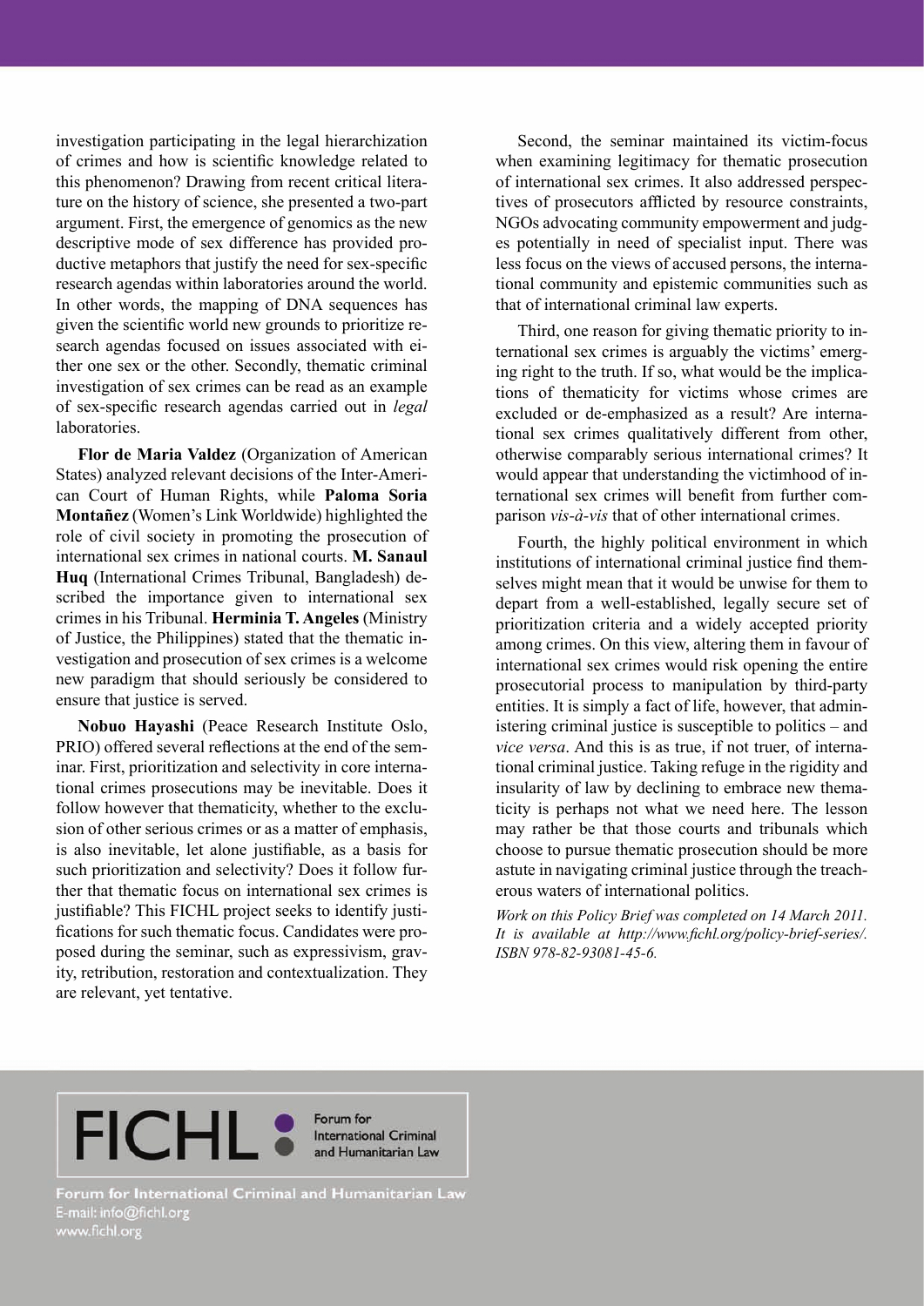investigation participating in the legal hierarchization of crimes and how is scientific knowledge related to this phenomenon? Drawing from recent critical literature on the history of science, she presented a two-part argument. First, the emergence of genomics as the new descriptive mode of sex difference has provided productive metaphors that justify the need for sex-specific research agendas within laboratories around the world. In other words, the mapping of DNA sequences has given the scientific world new grounds to prioritize research agendas focused on issues associated with either one sex or the other. Secondly, thematic criminal investigation of sex crimes can be read as an example of sex-specific research agendas carried out in *legal* laboratories.

**Flor de Maria Valdez** (Organization of American States) analyzed relevant decisions of the Inter-American Court of Human Rights, while **Paloma Soria Montañez** (Women's Link Worldwide) highlighted the role of civil society in promoting the prosecution of international sex crimes in national courts. **M. Sanaul Huq** (International Crimes Tribunal, Bangladesh) described the importance given to international sex crimes in his Tribunal. **Herminia T. Angeles** (Ministry of Justice, the Philippines) stated that the thematic investigation and prosecution of sex crimes is a welcome new paradigm that should seriously be considered to ensure that justice is served.

**Nobuo Hayashi** (Peace Research Institute Oslo, PRIO) offered several reflections at the end of the seminar. First, prioritization and selectivity in core international crimes prosecutions may be inevitable. Does it follow however that thematicity, whether to the exclusion of other serious crimes or as a matter of emphasis, is also inevitable, let alone justifiable, as a basis for such prioritization and selectivity? Does it follow further that thematic focus on international sex crimes is justifiable? This FICHL project seeks to identify justifications for such thematic focus. Candidates were proposed during the seminar, such as expressivism, gravity, retribution, restoration and contextualization. They are relevant, yet tentative.

Second, the seminar maintained its victim-focus when examining legitimacy for thematic prosecution of international sex crimes. It also addressed perspectives of prosecutors afflicted by resource constraints, NGOs advocating community empowerment and judges potentially in need of specialist input. There was less focus on the views of accused persons, the international community and epistemic communities such as that of international criminal law experts.

Third, one reason for giving thematic priority to international sex crimes is arguably the victims' emerging right to the truth. If so, what would be the implications of thematicity for victims whose crimes are excluded or de-emphasized as a result? Are international sex crimes qualitatively different from other, otherwise comparably serious international crimes? It would appear that understanding the victimhood of international sex crimes will benefit from further comparison *vis-à-vis* that of other international crimes.

Fourth, the highly political environment in which institutions of international criminal justice find themselves might mean that it would be unwise for them to depart from a well-established, legally secure set of prioritization criteria and a widely accepted priority among crimes. On this view, altering them in favour of international sex crimes would risk opening the entire prosecutorial process to manipulation by third-party entities. It is simply a fact of life, however, that administering criminal justice is susceptible to politics – and *vice versa*. And this is as true, if not truer, of international criminal justice. Taking refuge in the rigidity and insularity of law by declining to embrace new thematicity is perhaps not what we need here. The lesson may rather be that those courts and tribunals which choose to pursue thematic prosecution should be more astute in navigating criminal justice through the treacherous waters of international politics.

*Work on this Policy Brief was completed on 14 March 2011. It is available at http://www.fichl.org/policy-brief-series/. ISBN 978-82-93081-45-6.*

FICHL Forum for International Criminal and Humanitarian Law

Forum for International Criminal and Humanitarian Law
E-mail: info@fichl.org
www.fichl.org